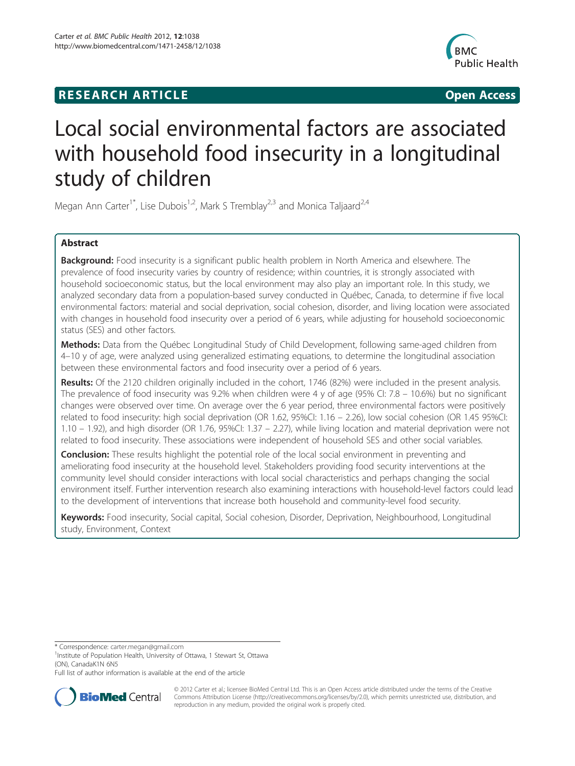**RESEARCH ARTICLE** **Open Access**

# Local social environmental factors are associated with household food insecurity in a longitudinal study of children

Megan Ann Carter[1*], Lise Dubois[1,2], Mark S Tremblay[2,3] and Monica Taljaard[2,4]

## Abstract

**Background:** Food insecurity is a significant public health problem in North America and elsewhere. The prevalence of food insecurity varies by country of residence; within countries, it is strongly associated with household socioeconomic status, but the local environment may also play an important role. In this study, we analyzed secondary data from a population-based survey conducted in Québec, Canada, to determine if five local environmental factors: material and social deprivation, social cohesion, disorder, and living location were associated with changes in household food insecurity over a period of 6 years, while adjusting for household socioeconomic status (SES) and other factors.

**Methods:** Data from the Québec Longitudinal Study of Child Development, following same-aged children from 4–10 y of age, were analyzed using generalized estimating equations, to determine the longitudinal association between these environmental factors and food insecurity over a period of 6 years.

**Results:** Of the 2120 children originally included in the cohort, 1746 (82%) were included in the present analysis. The prevalence of food insecurity was 9.2% when children were 4 y of age (95% CI: 7.8 – 10.6%) but no significant changes were observed over time. On average over the 6 year period, three environmental factors were positively related to food insecurity: high social deprivation (OR 1.62, 95%CI: 1.16 – 2.26), low social cohesion (OR 1.45 95%CI: 1.10 – 1.92), and high disorder (OR 1.76, 95%CI: 1.37 – 2.27), while living location and material deprivation were not related to food insecurity. These associations were independent of household SES and other social variables.

**Conclusion:** These results highlight the potential role of the local social environment in preventing and ameliorating food insecurity at the household level. Stakeholders providing food security interventions at the community level should consider interactions with local social characteristics and perhaps changing the social environment itself. Further intervention research also examining interactions with household-level factors could lead to the development of interventions that increase both household and community-level food security.

**Keywords:** Food insecurity, Social capital, Social cohesion, Disorder, Deprivation, Neighbourhood, Longitudinal study, Environment, Context

---

\* Correspondence: carter.megan@gmail.com
[1]Institute of Population Health, University of Ottawa, 1 Stewart St, Ottawa (ON), CanadaK1N 6N5
Full list of author information is available at the end of the article

© 2012 Carter et al.; licensee BioMed Central Ltd. This is an Open Access article distributed under the terms of the Creative Commons Attribution License (http://creativecommons.org/licenses/by/2.0), which permits unrestricted use, distribution, and reproduction in any medium, provided the original work is properly cited.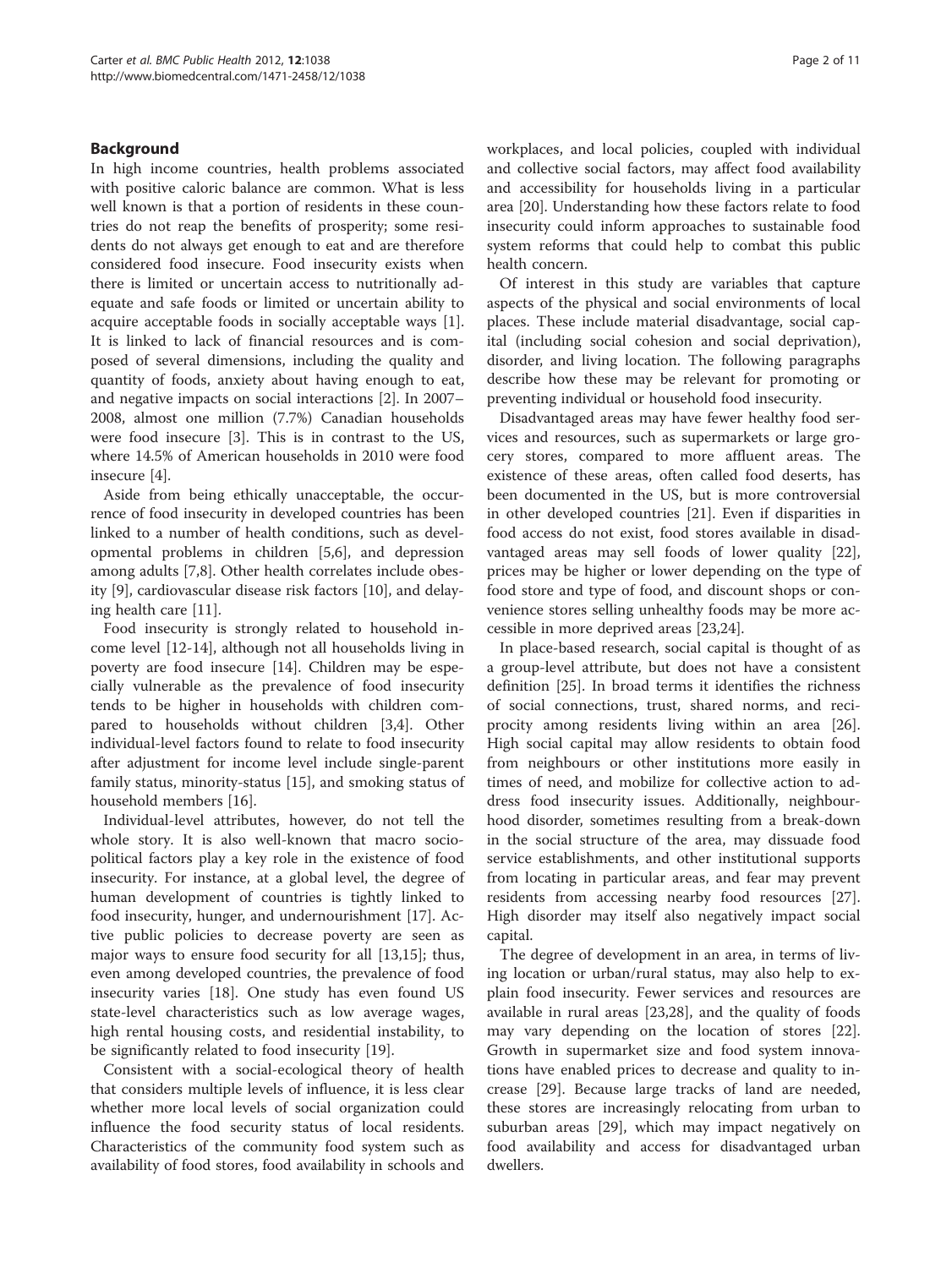## Background

In high income countries, health problems associated with positive caloric balance are common. What is less well known is that a portion of residents in these countries do not reap the benefits of prosperity; some residents do not always get enough to eat and are therefore considered food insecure. Food insecurity exists when there is limited or uncertain access to nutritionally adequate and safe foods or limited or uncertain ability to acquire acceptable foods in socially acceptable ways [1]. It is linked to lack of financial resources and is composed of several dimensions, including the quality and quantity of foods, anxiety about having enough to eat, and negative impacts on social interactions [2]. In 2007–2008, almost one million (7.7%) Canadian households were food insecure [3]. This is in contrast to the US, where 14.5% of American households in 2010 were food insecure [4].

Aside from being ethically unacceptable, the occurrence of food insecurity in developed countries has been linked to a number of health conditions, such as developmental problems in children [5,6], and depression among adults [7,8]. Other health correlates include obesity [9], cardiovascular disease risk factors [10], and delaying health care [11].

Food insecurity is strongly related to household income level [12-14], although not all households living in poverty are food insecure [14]. Children may be especially vulnerable as the prevalence of food insecurity tends to be higher in households with children compared to households without children [3,4]. Other individual-level factors found to relate to food insecurity after adjustment for income level include single-parent family status, minority-status [15], and smoking status of household members [16].

Individual-level attributes, however, do not tell the whole story. It is also well-known that macro sociopolitical factors play a key role in the existence of food insecurity. For instance, at a global level, the degree of human development of countries is tightly linked to food insecurity, hunger, and undernourishment [17]. Active public policies to decrease poverty are seen as major ways to ensure food security for all [13,15]; thus, even among developed countries, the prevalence of food insecurity varies [18]. One study has even found US state-level characteristics such as low average wages, high rental housing costs, and residential instability, to be significantly related to food insecurity [19].

Consistent with a social-ecological theory of health that considers multiple levels of influence, it is less clear whether more local levels of social organization could influence the food security status of local residents. Characteristics of the community food system such as availability of food stores, food availability in schools and workplaces, and local policies, coupled with individual and collective social factors, may affect food availability and accessibility for households living in a particular area [20]. Understanding how these factors relate to food insecurity could inform approaches to sustainable food system reforms that could help to combat this public health concern.

Of interest in this study are variables that capture aspects of the physical and social environments of local places. These include material disadvantage, social capital (including social cohesion and social deprivation), disorder, and living location. The following paragraphs describe how these may be relevant for promoting or preventing individual or household food insecurity.

Disadvantaged areas may have fewer healthy food services and resources, such as supermarkets or large grocery stores, compared to more affluent areas. The existence of these areas, often called food deserts, has been documented in the US, but is more controversial in other developed countries [21]. Even if disparities in food access do not exist, food stores available in disadvantaged areas may sell foods of lower quality [22], prices may be higher or lower depending on the type of food store and type of food, and discount shops or convenience stores selling unhealthy foods may be more accessible in more deprived areas [23,24].

In place-based research, social capital is thought of as a group-level attribute, but does not have a consistent definition [25]. In broad terms it identifies the richness of social connections, trust, shared norms, and reciprocity among residents living within an area [26]. High social capital may allow residents to obtain food from neighbours or other institutions more easily in times of need, and mobilize for collective action to address food insecurity issues. Additionally, neighbourhood disorder, sometimes resulting from a break-down in the social structure of the area, may dissuade food service establishments, and other institutional supports from locating in particular areas, and fear may prevent residents from accessing nearby food resources [27]. High disorder may itself also negatively impact social capital.

The degree of development in an area, in terms of living location or urban/rural status, may also help to explain food insecurity. Fewer services and resources are available in rural areas [23,28], and the quality of foods may vary depending on the location of stores [22]. Growth in supermarket size and food system innovations have enabled prices to decrease and quality to increase [29]. Because large tracks of land are needed, these stores are increasingly relocating from urban to suburban areas [29], which may impact negatively on food availability and access for disadvantaged urban dwellers.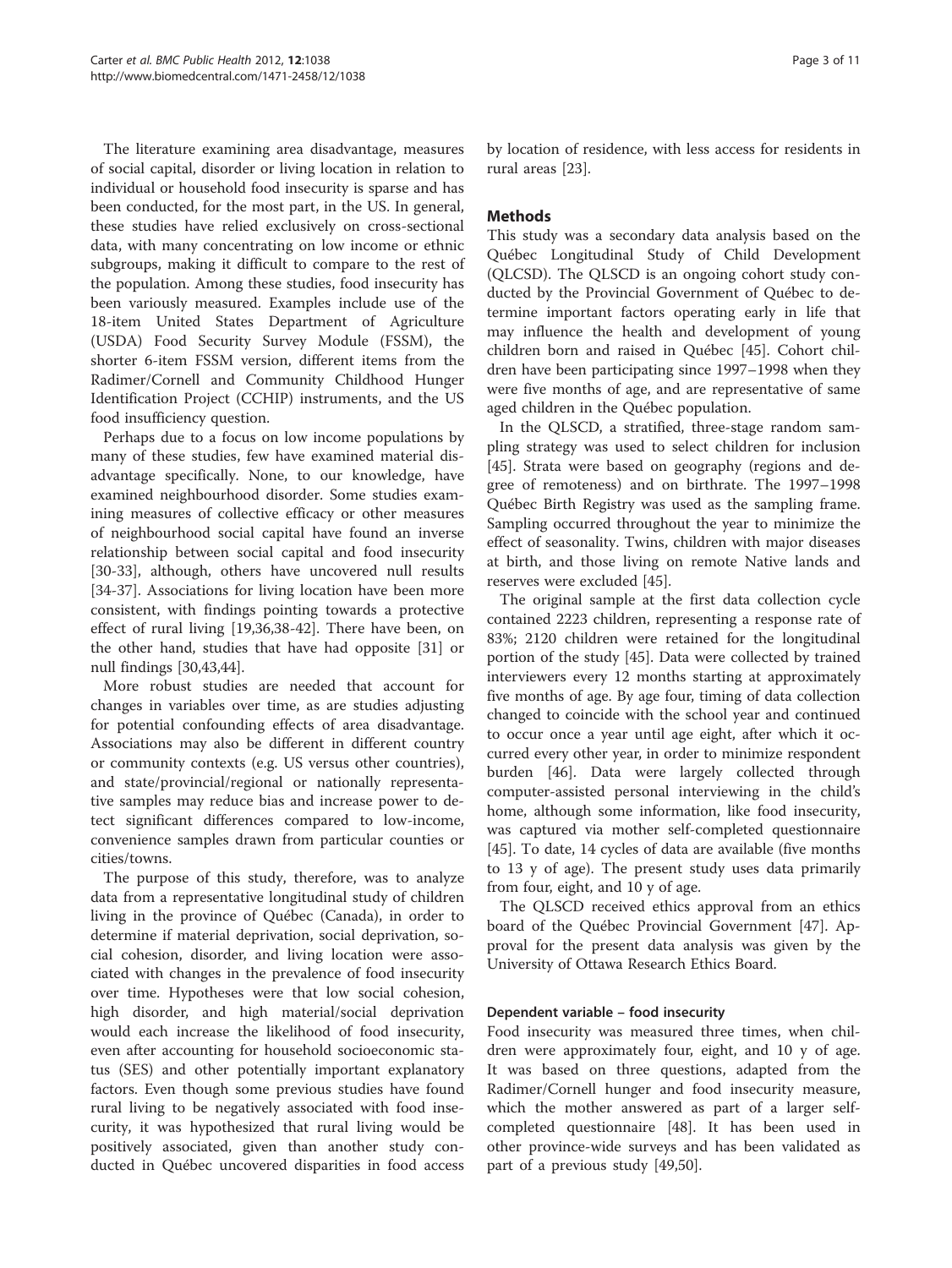The literature examining area disadvantage, measures of social capital, disorder or living location in relation to individual or household food insecurity is sparse and has been conducted, for the most part, in the US. In general, these studies have relied exclusively on cross-sectional data, with many concentrating on low income or ethnic subgroups, making it difficult to compare to the rest of the population. Among these studies, food insecurity has been variously measured. Examples include use of the 18-item United States Department of Agriculture (USDA) Food Security Survey Module (FSSM), the shorter 6-item FSSM version, different items from the Radimer/Cornell and Community Childhood Hunger Identification Project (CCHIP) instruments, and the US food insufficiency question.

Perhaps due to a focus on low income populations by many of these studies, few have examined material disadvantage specifically. None, to our knowledge, have examined neighbourhood disorder. Some studies examining measures of collective efficacy or other measures of neighbourhood social capital have found an inverse relationship between social capital and food insecurity [30-33], although, others have uncovered null results [34-37]. Associations for living location have been more consistent, with findings pointing towards a protective effect of rural living [19,36,38-42]. There have been, on the other hand, studies that have had opposite [31] or null findings [30,43,44].

More robust studies are needed that account for changes in variables over time, as are studies adjusting for potential confounding effects of area disadvantage. Associations may also be different in different country or community contexts (e.g. US versus other countries), and state/provincial/regional or nationally representative samples may reduce bias and increase power to detect significant differences compared to low-income, convenience samples drawn from particular counties or cities/towns.

The purpose of this study, therefore, was to analyze data from a representative longitudinal study of children living in the province of Québec (Canada), in order to determine if material deprivation, social deprivation, social cohesion, disorder, and living location were associated with changes in the prevalence of food insecurity over time. Hypotheses were that low social cohesion, high disorder, and high material/social deprivation would each increase the likelihood of food insecurity, even after accounting for household socioeconomic status (SES) and other potentially important explanatory factors. Even though some previous studies have found rural living to be negatively associated with food insecurity, it was hypothesized that rural living would be positively associated, given than another study conducted in Québec uncovered disparities in food access by location of residence, with less access for residents in rural areas [23].

## Methods

This study was a secondary data analysis based on the Québec Longitudinal Study of Child Development (QLCSD). The QLSCD is an ongoing cohort study conducted by the Provincial Government of Québec to determine important factors operating early in life that may influence the health and development of young children born and raised in Québec [45]. Cohort children have been participating since 1997–1998 when they were five months of age, and are representative of same aged children in the Québec population.

In the QLSCD, a stratified, three-stage random sampling strategy was used to select children for inclusion [45]. Strata were based on geography (regions and degree of remoteness) and on birthrate. The 1997–1998 Québec Birth Registry was used as the sampling frame. Sampling occurred throughout the year to minimize the effect of seasonality. Twins, children with major diseases at birth, and those living on remote Native lands and reserves were excluded [45].

The original sample at the first data collection cycle contained 2223 children, representing a response rate of 83%; 2120 children were retained for the longitudinal portion of the study [45]. Data were collected by trained interviewers every 12 months starting at approximately five months of age. By age four, timing of data collection changed to coincide with the school year and continued to occur once a year until age eight, after which it occurred every other year, in order to minimize respondent burden [46]. Data were largely collected through computer-assisted personal interviewing in the child's home, although some information, like food insecurity, was captured via mother self-completed questionnaire [45]. To date, 14 cycles of data are available (five months to 13 y of age). The present study uses data primarily from four, eight, and 10 y of age.

The QLSCD received ethics approval from an ethics board of the Québec Provincial Government [47]. Approval for the present data analysis was given by the University of Ottawa Research Ethics Board.

### Dependent variable – food insecurity

Food insecurity was measured three times, when children were approximately four, eight, and 10 y of age. It was based on three questions, adapted from the Radimer/Cornell hunger and food insecurity measure, which the mother answered as part of a larger self-completed questionnaire [48]. It has been used in other province-wide surveys and has been validated as part of a previous study [49,50].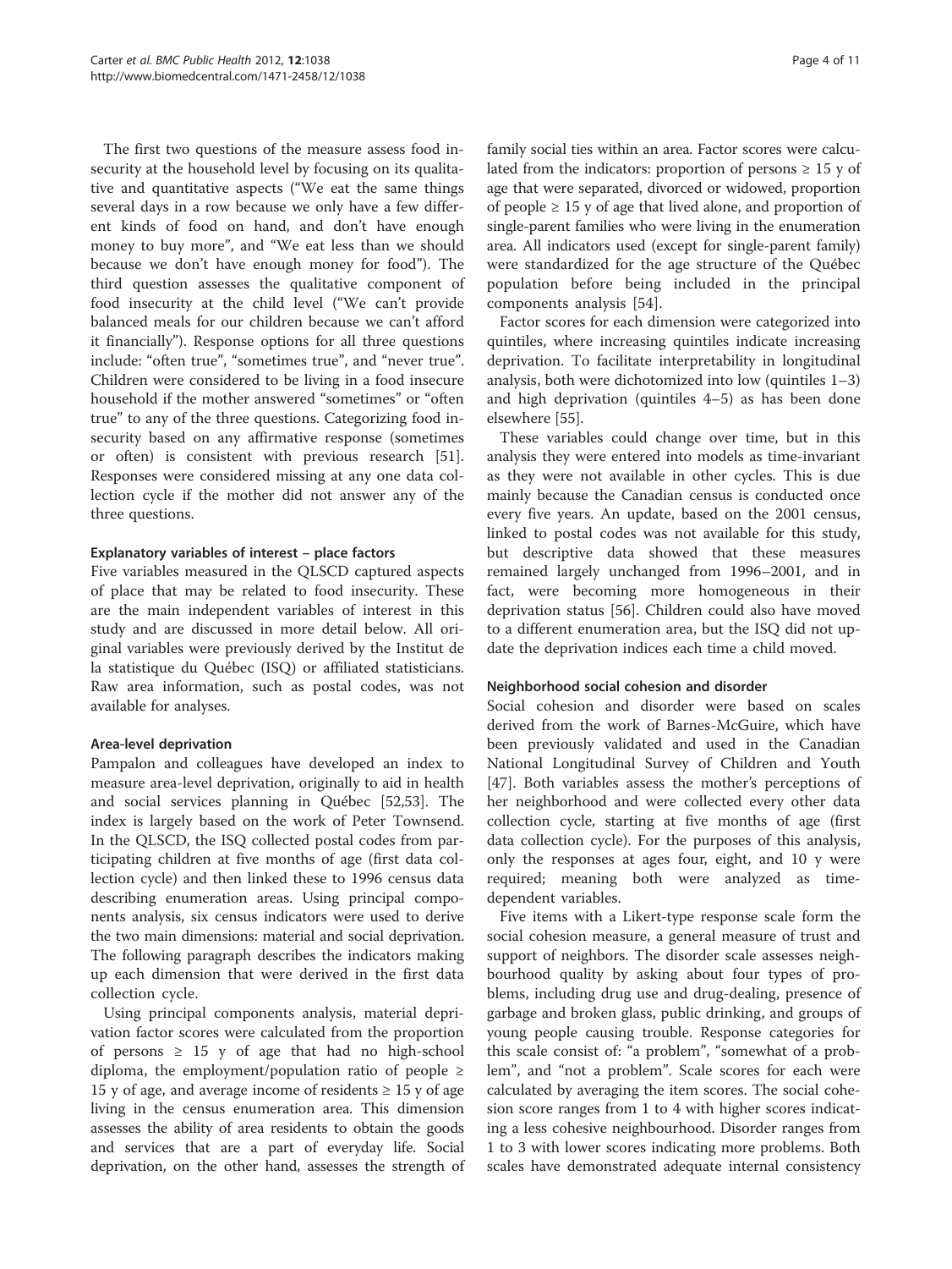The first two questions of the measure assess food insecurity at the household level by focusing on its qualitative and quantitative aspects ("We eat the same things several days in a row because we only have a few different kinds of food on hand, and don't have enough money to buy more", and "We eat less than we should because we don't have enough money for food"). The third question assesses the qualitative component of food insecurity at the child level ("We can't provide balanced meals for our children because we can't afford it financially"). Response options for all three questions include: "often true", "sometimes true", and "never true". Children were considered to be living in a food insecure household if the mother answered "sometimes" or "often true" to any of the three questions. Categorizing food insecurity based on any affirmative response (sometimes or often) is consistent with previous research [51]. Responses were considered missing at any one data collection cycle if the mother did not answer any of the three questions.

### Explanatory variables of interest – place factors

Five variables measured in the QLSCD captured aspects of place that may be related to food insecurity. These are the main independent variables of interest in this study and are discussed in more detail below. All original variables were previously derived by the Institut de la statistique du Québec (ISQ) or affiliated statisticians. Raw area information, such as postal codes, was not available for analyses.

### Area-level deprivation

Pampalon and colleagues have developed an index to measure area-level deprivation, originally to aid in health and social services planning in Québec [52,53]. The index is largely based on the work of Peter Townsend. In the QLSCD, the ISQ collected postal codes from participating children at five months of age (first data collection cycle) and then linked these to 1996 census data describing enumeration areas. Using principal components analysis, six census indicators were used to derive the two main dimensions: material and social deprivation. The following paragraph describes the indicators making up each dimension that were derived in the first data collection cycle.

Using principal components analysis, material deprivation factor scores were calculated from the proportion of persons ≥ 15 y of age that had no high-school diploma, the employment/population ratio of people ≥ 15 y of age, and average income of residents ≥ 15 y of age living in the census enumeration area. This dimension assesses the ability of area residents to obtain the goods and services that are a part of everyday life. Social deprivation, on the other hand, assesses the strength of family social ties within an area. Factor scores were calculated from the indicators: proportion of persons ≥ 15 y of age that were separated, divorced or widowed, proportion of people ≥ 15 y of age that lived alone, and proportion of single-parent families who were living in the enumeration area. All indicators used (except for single-parent family) were standardized for the age structure of the Québec population before being included in the principal components analysis [54].

Factor scores for each dimension were categorized into quintiles, where increasing quintiles indicate increasing deprivation. To facilitate interpretability in longitudinal analysis, both were dichotomized into low (quintiles 1–3) and high deprivation (quintiles 4–5) as has been done elsewhere [55].

These variables could change over time, but in this analysis they were entered into models as time-invariant as they were not available in other cycles. This is due mainly because the Canadian census is conducted once every five years. An update, based on the 2001 census, linked to postal codes was not available for this study, but descriptive data showed that these measures remained largely unchanged from 1996–2001, and in fact, were becoming more homogeneous in their deprivation status [56]. Children could also have moved to a different enumeration area, but the ISQ did not update the deprivation indices each time a child moved.

### Neighborhood social cohesion and disorder

Social cohesion and disorder were based on scales derived from the work of Barnes-McGuire, which have been previously validated and used in the Canadian National Longitudinal Survey of Children and Youth [47]. Both variables assess the mother's perceptions of her neighborhood and were collected every other data collection cycle, starting at five months of age (first data collection cycle). For the purposes of this analysis, only the responses at ages four, eight, and 10 y were required; meaning both were analyzed as time-dependent variables.

Five items with a Likert-type response scale form the social cohesion measure, a general measure of trust and support of neighbors. The disorder scale assesses neighbourhood quality by asking about four types of problems, including drug use and drug-dealing, presence of garbage and broken glass, public drinking, and groups of young people causing trouble. Response categories for this scale consist of: "a problem", "somewhat of a problem", and "not a problem". Scale scores for each were calculated by averaging the item scores. The social cohesion score ranges from 1 to 4 with higher scores indicating a less cohesive neighbourhood. Disorder ranges from 1 to 3 with lower scores indicating more problems. Both scales have demonstrated adequate internal consistency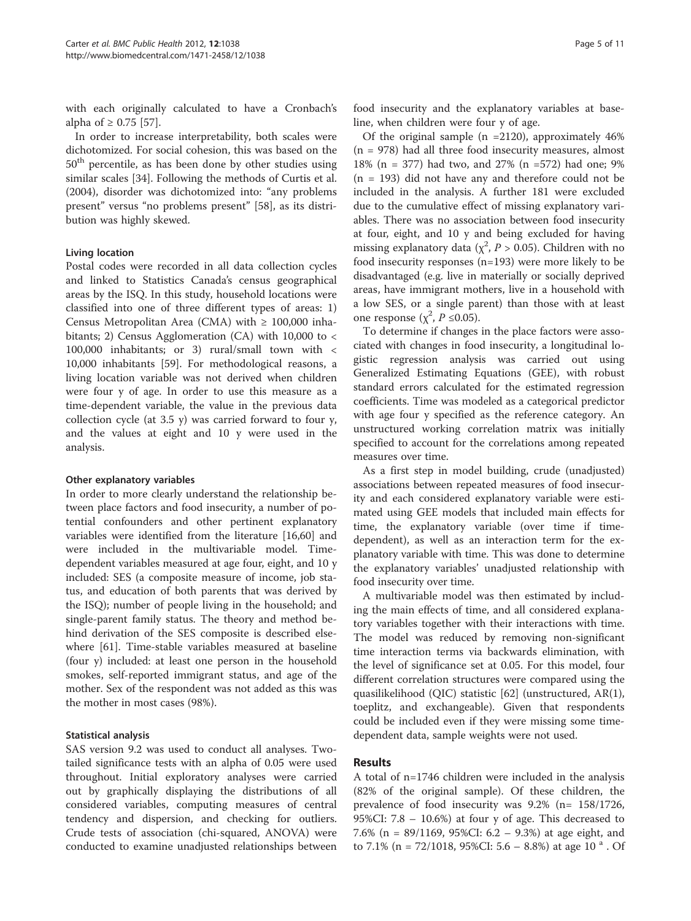with each originally calculated to have a Cronbach's alpha of ≥ 0.75 [57].

In order to increase interpretability, both scales were dichotomized. For social cohesion, this was based on the 50th percentile, as has been done by other studies using similar scales [34]. Following the methods of Curtis et al. (2004), disorder was dichotomized into: "any problems present" versus "no problems present" [58], as its distribution was highly skewed.

#### Living location

Postal codes were recorded in all data collection cycles and linked to Statistics Canada's census geographical areas by the ISQ. In this study, household locations were classified into one of three different types of areas: 1) Census Metropolitan Area (CMA) with ≥ 100,000 inhabitants; 2) Census Agglomeration (CA) with 10,000 to < 100,000 inhabitants; or 3) rural/small town with < 10,000 inhabitants [59]. For methodological reasons, a living location variable was not derived when children were four y of age. In order to use this measure as a time-dependent variable, the value in the previous data collection cycle (at 3.5 y) was carried forward to four y, and the values at eight and 10 y were used in the analysis.

#### Other explanatory variables

In order to more clearly understand the relationship between place factors and food insecurity, a number of potential confounders and other pertinent explanatory variables were identified from the literature [16,60] and were included in the multivariable model. Time-dependent variables measured at age four, eight, and 10 y included: SES (a composite measure of income, job status, and education of both parents that was derived by the ISQ); number of people living in the household; and single-parent family status. The theory and method behind derivation of the SES composite is described elsewhere [61]. Time-stable variables measured at baseline (four y) included: at least one person in the household smokes, self-reported immigrant status, and age of the mother. Sex of the respondent was not added as this was the mother in most cases (98%).

#### Statistical analysis

SAS version 9.2 was used to conduct all analyses. Two-tailed significance tests with an alpha of 0.05 were used throughout. Initial exploratory analyses were carried out by graphically displaying the distributions of all considered variables, computing measures of central tendency and dispersion, and checking for outliers. Crude tests of association (chi-squared, ANOVA) were conducted to examine unadjusted relationships between food insecurity and the explanatory variables at baseline, when children were four y of age.

Of the original sample (n =2120), approximately 46% (n = 978) had all three food insecurity measures, almost 18% (n = 377) had two, and 27% (n =572) had one; 9% (n = 193) did not have any and therefore could not be included in the analysis. A further 181 were excluded due to the cumulative effect of missing explanatory variables. There was no association between food insecurity at four, eight, and 10 y and being excluded for having missing explanatory data ($\chi^2$, $P > 0.05$). Children with no food insecurity responses (n=193) were more likely to be disadvantaged (e.g. live in materially or socially deprived areas, have immigrant mothers, live in a household with a low SES, or a single parent) than those with at least one response ($\chi^2$, $P \leq 0.05$).

To determine if changes in the place factors were associated with changes in food insecurity, a longitudinal logistic regression analysis was carried out using Generalized Estimating Equations (GEE), with robust standard errors calculated for the estimated regression coefficients. Time was modeled as a categorical predictor with age four y specified as the reference category. An unstructured working correlation matrix was initially specified to account for the correlations among repeated measures over time.

As a first step in model building, crude (unadjusted) associations between repeated measures of food insecurity and each considered explanatory variable were estimated using GEE models that included main effects for time, the explanatory variable (over time if time-dependent), as well as an interaction term for the explanatory variable with time. This was done to determine the explanatory variables' unadjusted relationship with food insecurity over time.

A multivariable model was then estimated by including the main effects of time, and all considered explanatory variables together with their interactions with time. The model was reduced by removing non-significant time interaction terms via backwards elimination, with the level of significance set at 0.05. For this model, four different correlation structures were compared using the quasilikelihood (QIC) statistic [62] (unstructured, AR(1), toeplitz, and exchangeable). Given that respondents could be included even if they were missing some time-dependent data, sample weights were not used.

## Results

A total of n=1746 children were included in the analysis (82% of the original sample). Of these children, the prevalence of food insecurity was 9.2% (n= 158/1726, 95%CI: 7.8 – 10.6%) at four y of age. This decreased to 7.6% (n = 89/1169, 95%CI: 6.2 – 9.3%) at age eight, and to 7.1% (n = 72/1018, 95%CI: 5.6 – 8.8%) at age 10 [a]. Of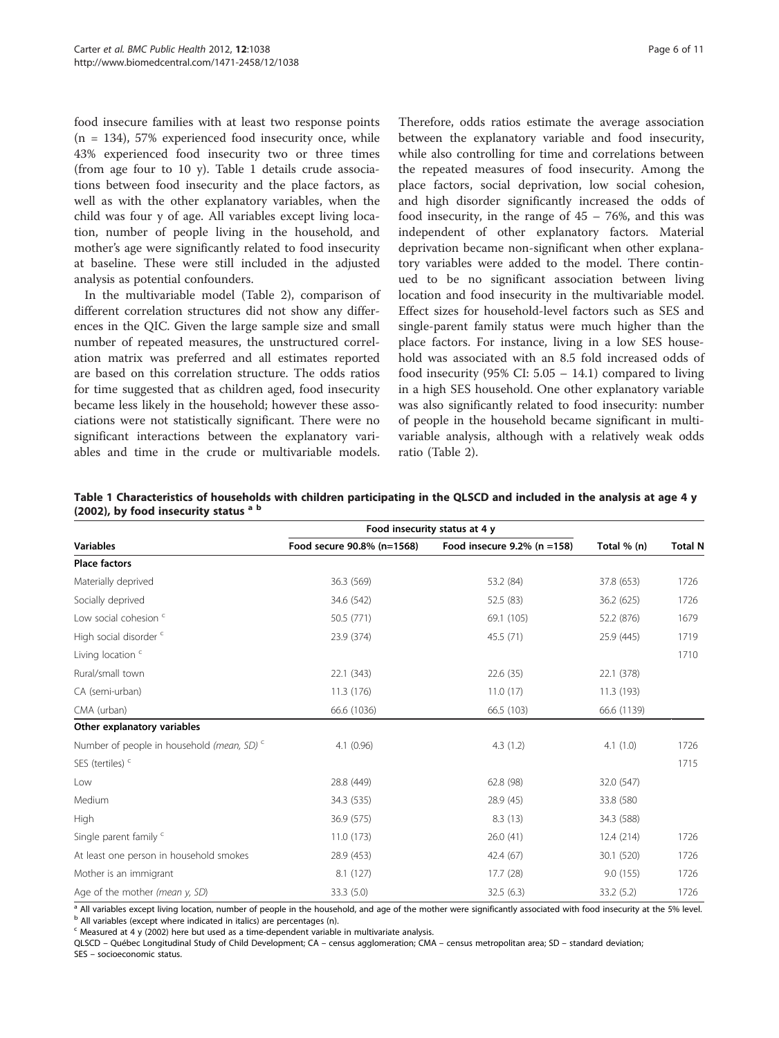food insecure families with at least two response points (n = 134), 57% experienced food insecurity once, while 43% experienced food insecurity two or three times (from age four to 10 y). Table 1 details crude associations between food insecurity and the place factors, as well as with the other explanatory variables, when the child was four y of age. All variables except living location, number of people living in the household, and mother's age were significantly related to food insecurity at baseline. These were still included in the adjusted analysis as potential confounders.

In the multivariable model (Table 2), comparison of different correlation structures did not show any differences in the QIC. Given the large sample size and small number of repeated measures, the unstructured correlation matrix was preferred and all estimates reported are based on this correlation structure. The odds ratios for time suggested that as children aged, food insecurity became less likely in the household; however these associations were not statistically significant. There were no significant interactions between the explanatory variables and time in the crude or multivariable models. Therefore, odds ratios estimate the average association between the explanatory variable and food insecurity, while also controlling for time and correlations between the repeated measures of food insecurity. Among the place factors, social deprivation, low social cohesion, and high disorder significantly increased the odds of food insecurity, in the range of 45 – 76%, and this was independent of other explanatory factors. Material deprivation became non-significant when other explanatory variables were added to the model. There continued to be no significant association between living location and food insecurity in the multivariable model. Effect sizes for household-level factors such as SES and single-parent family status were much higher than the place factors. For instance, living in a low SES household was associated with an 8.5 fold increased odds of food insecurity (95% CI: 5.05 – 14.1) compared to living in a high SES household. One other explanatory variable was also significantly related to food insecurity: number of people in the household became significant in multivariable analysis, although with a relatively weak odds ratio (Table 2).

**Table 1 Characteristics of households with children participating in the QLSCD and included in the analysis at age 4 y (2002), by food insecurity status [a] [b]**

| | Food insecurity status at 4 y | | | |
|---|---|---|---|---|
| **Variables** | **Food secure 90.8% (n=1568)** | **Food insecure 9.2% (n =158)** | **Total % (n)** | **Total N** |
| **Place factors** | | | | |
| Materially deprived | 36.3 (569) | 53.2 (84) | 37.8 (653) | 1726 |
| Socially deprived | 34.6 (542) | 52.5 (83) | 36.2 (625) | 1726 |
| Low social cohesion [c] | 50.5 (771) | 69.1 (105) | 52.2 (876) | 1679 |
| High social disorder [c] | 23.9 (374) | 45.5 (71) | 25.9 (445) | 1719 |
| Living location [c] | | | | 1710 |
| Rural/small town | 22.1 (343) | 22.6 (35) | 22.1 (378) | |
| CA (semi-urban) | 11.3 (176) | 11.0 (17) | 11.3 (193) | |
| CMA (urban) | 66.6 (1036) | 66.5 (103) | 66.6 (1139) | |
| **Other explanatory variables** | | | | |
| Number of people in household *(mean, SD)* [c] | 4.1 (0.96) | 4.3 (1.2) | 4.1 (1.0) | 1726 |
| SES (tertiles) [c] | | | | 1715 |
| Low | 28.8 (449) | 62.8 (98) | 32.0 (547) | |
| Medium | 34.3 (535) | 28.9 (45) | 33.8 (580 | |
| High | 36.9 (575) | 8.3 (13) | 34.3 (588) | |
| Single parent family [c] | 11.0 (173) | 26.0 (41) | 12.4 (214) | 1726 |
| At least one person in household smokes | 28.9 (453) | 42.4 (67) | 30.1 (520) | 1726 |
| Mother is an immigrant | 8.1 (127) | 17.7 (28) | 9.0 (155) | 1726 |
| Age of the mother *(mean y, SD)* | 33.3 (5.0) | 32.5 (6.3) | 33.2 (5.2) | 1726 |

[a] All variables except living location, number of people in the household, and age of the mother were significantly associated with food insecurity at the 5% level.
[b] All variables (except where indicated in italics) are percentages (n).
[c] Measured at 4 y (2002) here but used as a time-dependent variable in multivariate analysis.
QLSCD – Québec Longitudinal Study of Child Development; CA – census agglomeration; CMA – census metropolitan area; SD – standard deviation; SES – socioeconomic status.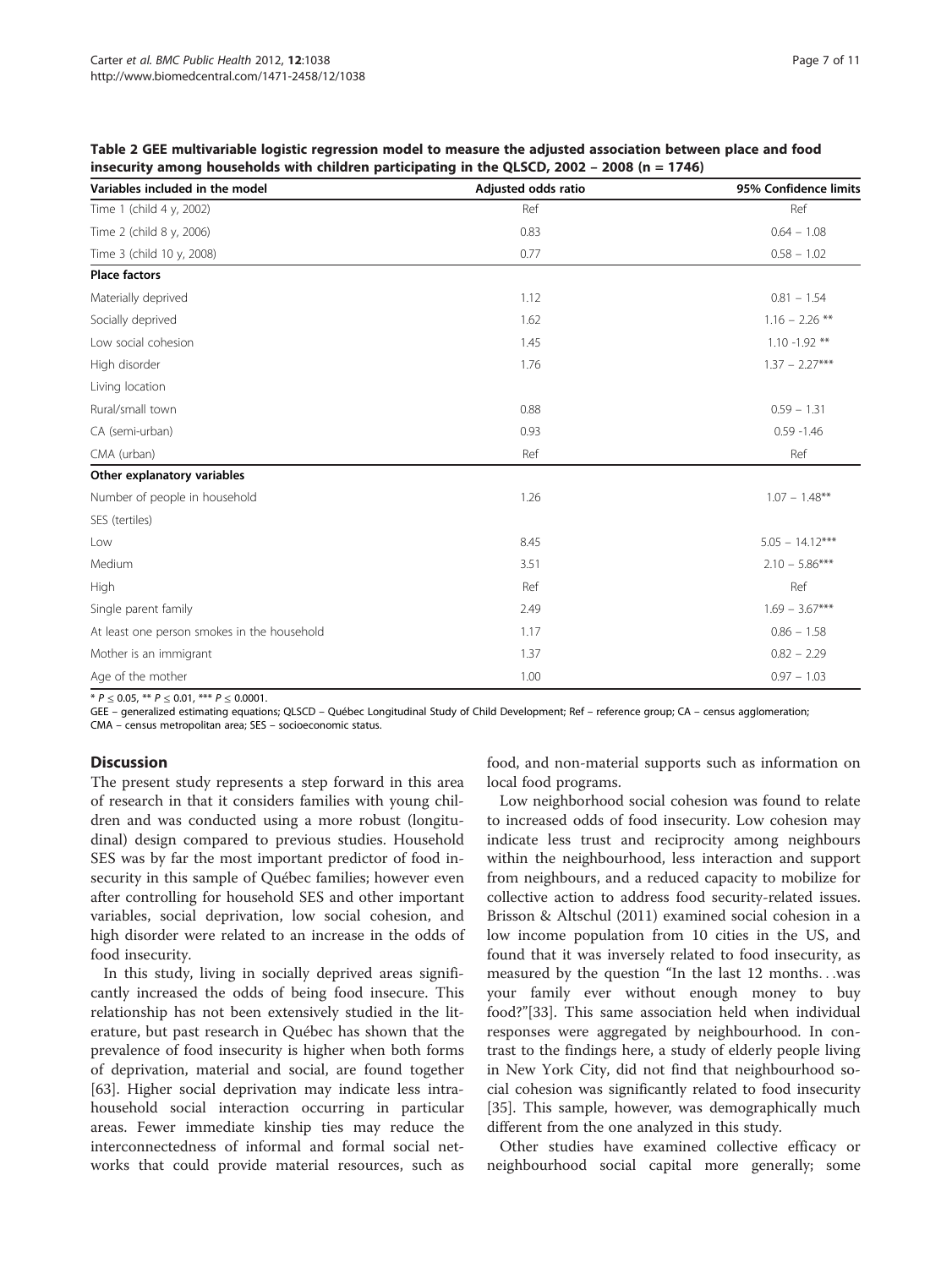**Table 2 GEE multivariable logistic regression model to measure the adjusted association between place and food insecurity among households with children participating in the QLSCD, 2002 – 2008 (n = 1746)**

| Variables included in the model | Adjusted odds ratio | 95% Confidence limits |
|---|---|---|
| Time 1 (child 4 y, 2002) | Ref | Ref |
| Time 2 (child 8 y, 2006) | 0.83 | 0.64 – 1.08 |
| Time 3 (child 10 y, 2008) | 0.77 | 0.58 – 1.02 |
| **Place factors** | | |
| Materially deprived | 1.12 | 0.81 – 1.54 |
| Socially deprived | 1.62 | 1.16 – 2.26 ** |
| Low social cohesion | 1.45 | 1.10 -1.92 ** |
| High disorder | 1.76 | 1.37 – 2.27*** |
| Living location | | |
| Rural/small town | 0.88 | 0.59 – 1.31 |
| CA (semi-urban) | 0.93 | 0.59 -1.46 |
| CMA (urban) | Ref | Ref |
| **Other explanatory variables** | | |
| Number of people in household | 1.26 | 1.07 – 1.48** |
| SES (tertiles) | | |
| Low | 8.45 | 5.05 – 14.12*** |
| Medium | 3.51 | 2.10 – 5.86*** |
| High | Ref | Ref |
| Single parent family | 2.49 | 1.69 – 3.67*** |
| At least one person smokes in the household | 1.17 | 0.86 – 1.58 |
| Mother is an immigrant | 1.37 | 0.82 – 2.29 |
| Age of the mother | 1.00 | 0.97 – 1.03 |

* $P \leq 0.05$, ** $P \leq 0.01$, *** $P \leq 0.0001$.

GEE – generalized estimating equations; QLSCD – Québec Longitudinal Study of Child Development; Ref – reference group; CA – census agglomeration; CMA – census metropolitan area; SES – socioeconomic status.

## Discussion

The present study represents a step forward in this area of research in that it considers families with young children and was conducted using a more robust (longitudinal) design compared to previous studies. Household SES was by far the most important predictor of food insecurity in this sample of Québec families; however even after controlling for household SES and other important variables, social deprivation, low social cohesion, and high disorder were related to an increase in the odds of food insecurity.

In this study, living in socially deprived areas significantly increased the odds of being food insecure. This relationship has not been extensively studied in the literature, but past research in Québec has shown that the prevalence of food insecurity is higher when both forms of deprivation, material and social, are found together [63]. Higher social deprivation may indicate less intra-household social interaction occurring in particular areas. Fewer immediate kinship ties may reduce the interconnectedness of informal and formal social networks that could provide material resources, such as food, and non-material supports such as information on local food programs.

Low neighborhood social cohesion was found to relate to increased odds of food insecurity. Low cohesion may indicate less trust and reciprocity among neighbours within the neighbourhood, less interaction and support from neighbours, and a reduced capacity to mobilize for collective action to address food security-related issues. Brisson & Altschul (2011) examined social cohesion in a low income population from 10 cities in the US, and found that it was inversely related to food insecurity, as measured by the question "In the last 12 months…was your family ever without enough money to buy food?"[33]. This same association held when individual responses were aggregated by neighbourhood. In contrast to the findings here, a study of elderly people living in New York City, did not find that neighbourhood social cohesion was significantly related to food insecurity [35]. This sample, however, was demographically much different from the one analyzed in this study.

Other studies have examined collective efficacy or neighbourhood social capital more generally; some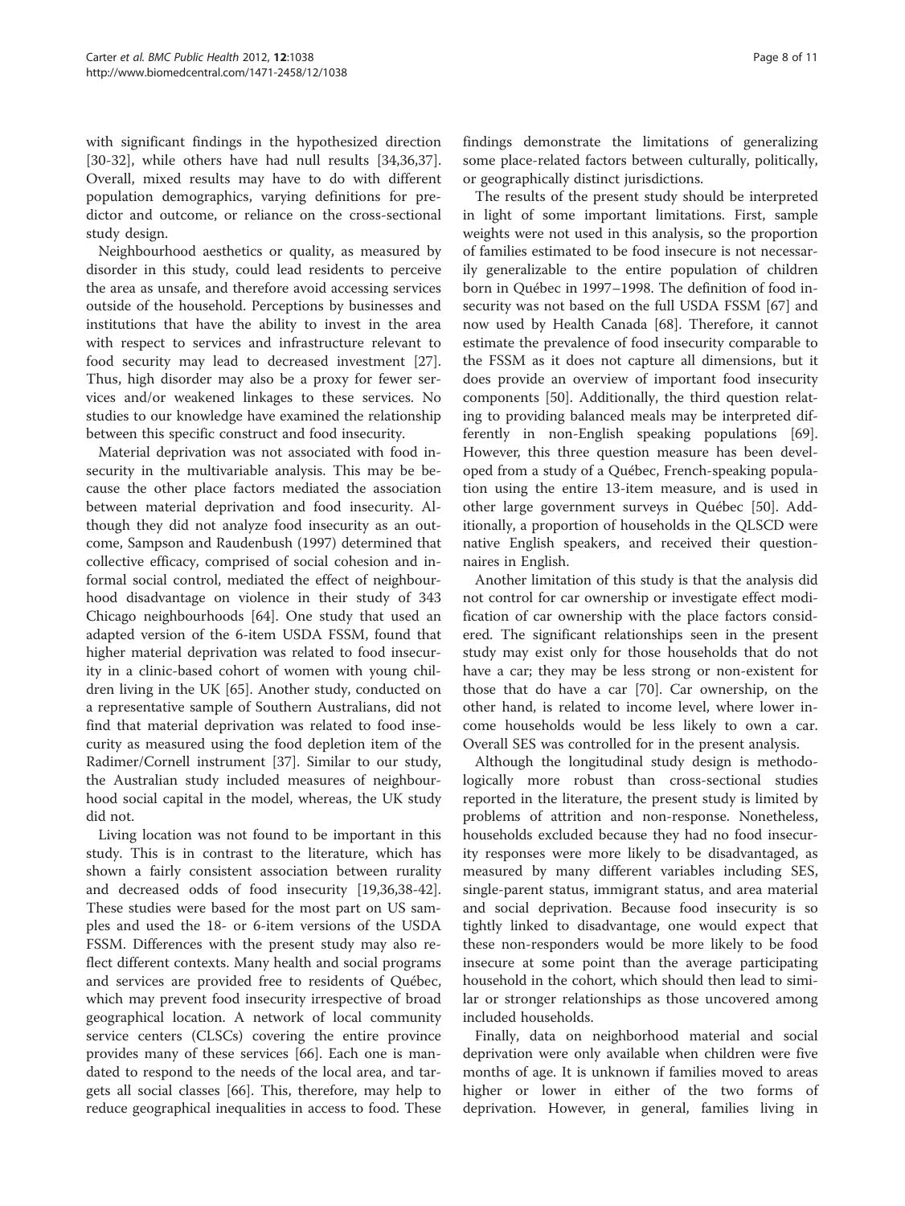with significant findings in the hypothesized direction [30-32], while others have had null results [34,36,37]. Overall, mixed results may have to do with different population demographics, varying definitions for predictor and outcome, or reliance on the cross-sectional study design.

Neighbourhood aesthetics or quality, as measured by disorder in this study, could lead residents to perceive the area as unsafe, and therefore avoid accessing services outside of the household. Perceptions by businesses and institutions that have the ability to invest in the area with respect to services and infrastructure relevant to food security may lead to decreased investment [27]. Thus, high disorder may also be a proxy for fewer services and/or weakened linkages to these services. No studies to our knowledge have examined the relationship between this specific construct and food insecurity.

Material deprivation was not associated with food insecurity in the multivariable analysis. This may be because the other place factors mediated the association between material deprivation and food insecurity. Although they did not analyze food insecurity as an outcome, Sampson and Raudenbush (1997) determined that collective efficacy, comprised of social cohesion and informal social control, mediated the effect of neighbourhood disadvantage on violence in their study of 343 Chicago neighbourhoods [64]. One study that used an adapted version of the 6-item USDA FSSM, found that higher material deprivation was related to food insecurity in a clinic-based cohort of women with young children living in the UK [65]. Another study, conducted on a representative sample of Southern Australians, did not find that material deprivation was related to food insecurity as measured using the food depletion item of the Radimer/Cornell instrument [37]. Similar to our study, the Australian study included measures of neighbourhood social capital in the model, whereas, the UK study did not.

Living location was not found to be important in this study. This is in contrast to the literature, which has shown a fairly consistent association between rurality and decreased odds of food insecurity [19,36,38-42]. These studies were based for the most part on US samples and used the 18- or 6-item versions of the USDA FSSM. Differences with the present study may also reflect different contexts. Many health and social programs and services are provided free to residents of Québec, which may prevent food insecurity irrespective of broad geographical location. A network of local community service centers (CLSCs) covering the entire province provides many of these services [66]. Each one is mandated to respond to the needs of the local area, and targets all social classes [66]. This, therefore, may help to reduce geographical inequalities in access to food. These findings demonstrate the limitations of generalizing some place-related factors between culturally, politically, or geographically distinct jurisdictions.

The results of the present study should be interpreted in light of some important limitations. First, sample weights were not used in this analysis, so the proportion of families estimated to be food insecure is not necessarily generalizable to the entire population of children born in Québec in 1997–1998. The definition of food insecurity was not based on the full USDA FSSM [67] and now used by Health Canada [68]. Therefore, it cannot estimate the prevalence of food insecurity comparable to the FSSM as it does not capture all dimensions, but it does provide an overview of important food insecurity components [50]. Additionally, the third question relating to providing balanced meals may be interpreted differently in non-English speaking populations [69]. However, this three question measure has been developed from a study of a Québec, French-speaking population using the entire 13-item measure, and is used in other large government surveys in Québec [50]. Additionally, a proportion of households in the QLSCD were native English speakers, and received their questionnaires in English.

Another limitation of this study is that the analysis did not control for car ownership or investigate effect modification of car ownership with the place factors considered. The significant relationships seen in the present study may exist only for those households that do not have a car; they may be less strong or non-existent for those that do have a car [70]. Car ownership, on the other hand, is related to income level, where lower income households would be less likely to own a car. Overall SES was controlled for in the present analysis.

Although the longitudinal study design is methodologically more robust than cross-sectional studies reported in the literature, the present study is limited by problems of attrition and non-response. Nonetheless, households excluded because they had no food insecurity responses were more likely to be disadvantaged, as measured by many different variables including SES, single-parent status, immigrant status, and area material and social deprivation. Because food insecurity is so tightly linked to disadvantage, one would expect that these non-responders would be more likely to be food insecure at some point than the average participating household in the cohort, which should then lead to similar or stronger relationships as those uncovered among included households.

Finally, data on neighborhood material and social deprivation were only available when children were five months of age. It is unknown if families moved to areas higher or lower in either of the two forms of deprivation. However, in general, families living in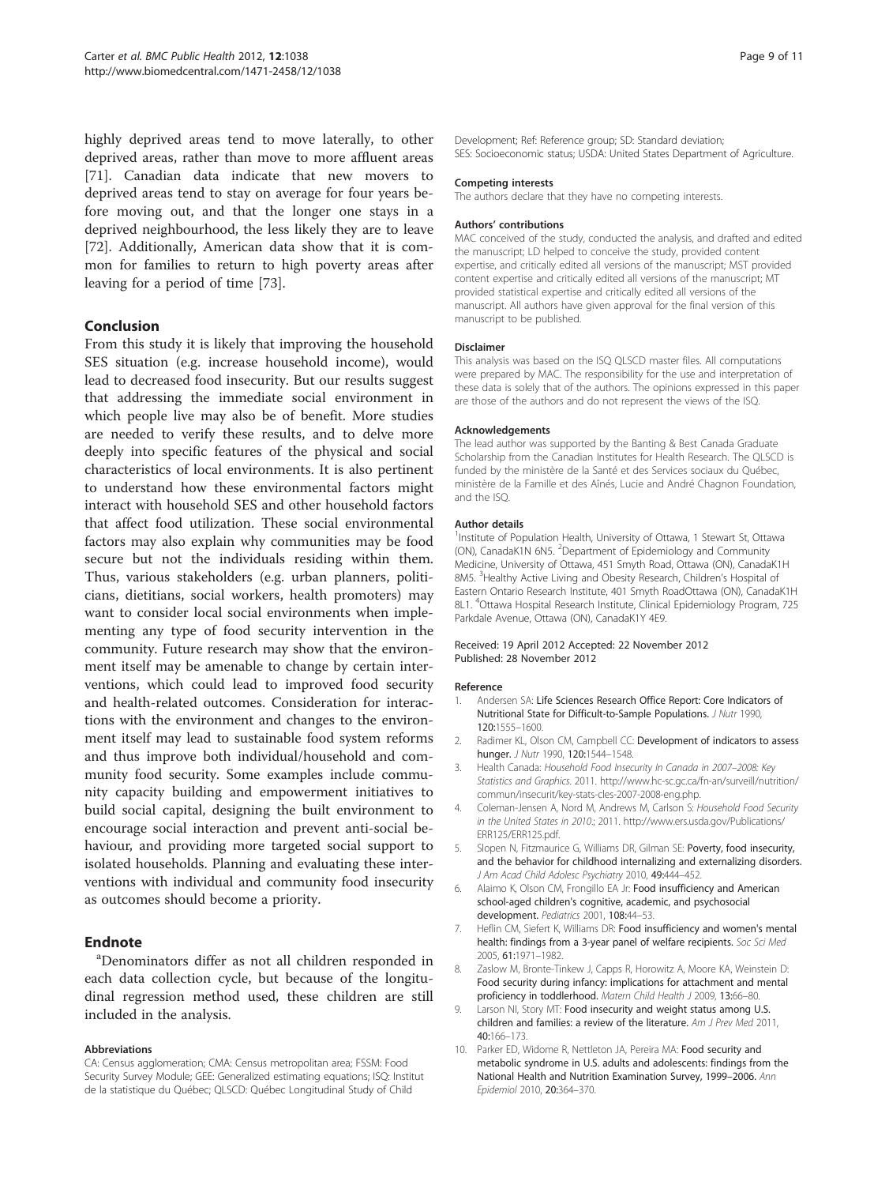highly deprived areas tend to move laterally, to other deprived areas, rather than move to more affluent areas [71]. Canadian data indicate that new movers to deprived areas tend to stay on average for four years before moving out, and that the longer one stays in a deprived neighbourhood, the less likely they are to leave [72]. Additionally, American data show that it is common for families to return to high poverty areas after leaving for a period of time [73].

## Conclusion

From this study it is likely that improving the household SES situation (e.g. increase household income), would lead to decreased food insecurity. But our results suggest that addressing the immediate social environment in which people live may also be of benefit. More studies are needed to verify these results, and to delve more deeply into specific features of the physical and social characteristics of local environments. It is also pertinent to understand how these environmental factors might interact with household SES and other household factors that affect food utilization. These social environmental factors may also explain why communities may be food secure but not the individuals residing within them. Thus, various stakeholders (e.g. urban planners, politicians, dietitians, social workers, health promoters) may want to consider local social environments when implementing any type of food security intervention in the community. Future research may show that the environment itself may be amenable to change by certain interventions, which could lead to improved food security and health-related outcomes. Consideration for interactions with the environment and changes to the environment itself may lead to sustainable food system reforms and thus improve both individual/household and community food security. Some examples include community capacity building and empowerment initiatives to build social capital, designing the built environment to encourage social interaction and prevent anti-social behaviour, and providing more targeted social support to isolated households. Planning and evaluating these interventions with individual and community food insecurity as outcomes should become a priority.

## Endnote

[a]Denominators differ as not all children responded in each data collection cycle, but because of the longitudinal regression method used, these children are still included in the analysis.

#### Abbreviations

CA: Census agglomeration; CMA: Census metropolitan area; FSSM: Food Security Survey Module; GEE: Generalized estimating equations; ISQ: Institut de la statistique du Québec; QLSCD: Québec Longitudinal Study of Child Development; Ref: Reference group; SD: Standard deviation; SES: Socioeconomic status; USDA: United States Department of Agriculture.

#### Competing interests

The authors declare that they have no competing interests.

#### Authors' contributions

MAC conceived of the study, conducted the analysis, and drafted and edited the manuscript; LD helped to conceive the study, provided content expertise, and critically edited all versions of the manuscript; MST provided content expertise and critically edited all versions of the manuscript; MT provided statistical expertise and critically edited all versions of the manuscript. All authors have given approval for the final version of this manuscript to be published.

#### Disclaimer

This analysis was based on the ISQ QLSCD master files. All computations were prepared by MAC. The responsibility for the use and interpretation of these data is solely that of the authors. The opinions expressed in this paper are those of the authors and do not represent the views of the ISQ.

#### Acknowledgements

The lead author was supported by the Banting & Best Canada Graduate Scholarship from the Canadian Institutes for Health Research. The QLSCD is funded by the ministère de la Santé et des Services sociaux du Québec, ministère de la Famille et des Aînés, Lucie and André Chagnon Foundation, and the ISQ.

#### Author details

[1]Institute of Population Health, University of Ottawa, 1 Stewart St, Ottawa (ON), CanadaK1N 6N5. [2]Department of Epidemiology and Community Medicine, University of Ottawa, 451 Smyth Road, Ottawa (ON), CanadaK1H 8M5. [3]Healthy Active Living and Obesity Research, Children's Hospital of Eastern Ontario Research Institute, 401 Smyth RoadOttawa (ON), CanadaK1H 8L1. [4]Ottawa Hospital Research Institute, Clinical Epidemiology Program, 725 Parkdale Avenue, Ottawa (ON), CanadaK1Y 4E9.

Received: 19 April 2012 Accepted: 22 November 2012
Published: 28 November 2012

#### Reference

1. Andersen SA: **Life Sciences Research Office Report: Core Indicators of Nutritional State for Difficult-to-Sample Populations.** *J Nutr* 1990, **120:**1555–1600.
2. Radimer KL, Olson CM, Campbell CC: **Development of indicators to assess hunger.** *J Nutr* 1990, **120:**1544–1548.
3. Health Canada: *Household Food Insecurity In Canada in 2007–2008: Key Statistics and Graphics.* 2011. http://www.hc-sc.gc.ca/fn-an/surveill/nutrition/commun/insecurit/key-stats-cles-2007-2008-eng.php.
4. Coleman-Jensen A, Nord M, Andrews M, Carlson S: *Household Food Security in the United States in 2010.*; 2011. http://www.ers.usda.gov/Publications/ERR125/ERR125.pdf.
5. Slopen N, Fitzmaurice G, Williams DR, Gilman SE: **Poverty, food insecurity, and the behavior for childhood internalizing and externalizing disorders.** *J Am Acad Child Adolesc Psychiatry* 2010, **49:**444–452.
6. Alaimo K, Olson CM, Frongillo EA Jr: **Food insufficiency and American school-aged children's cognitive, academic, and psychosocial development.** *Pediatrics* 2001, **108:**44–53.
7. Heflin CM, Siefert K, Williams DR: **Food insufficiency and women's mental health: findings from a 3-year panel of welfare recipients.** *Soc Sci Med* 2005, **61:**1971–1982.
8. Zaslow M, Bronte-Tinkew J, Capps R, Horowitz A, Moore KA, Weinstein D: **Food security during infancy: implications for attachment and mental proficiency in toddlerhood.** *Matern Child Health J* 2009, **13:**66–80.
9. Larson NI, Story MT: **Food insecurity and weight status among U.S. children and families: a review of the literature.** *Am J Prev Med* 2011, **40:**166–173.
10. Parker ED, Widome R, Nettleton JA, Pereira MA: **Food security and metabolic syndrome in U.S. adults and adolescents: findings from the National Health and Nutrition Examination Survey, 1999–2006.** *Ann Epidemiol* 2010, **20:**364–370.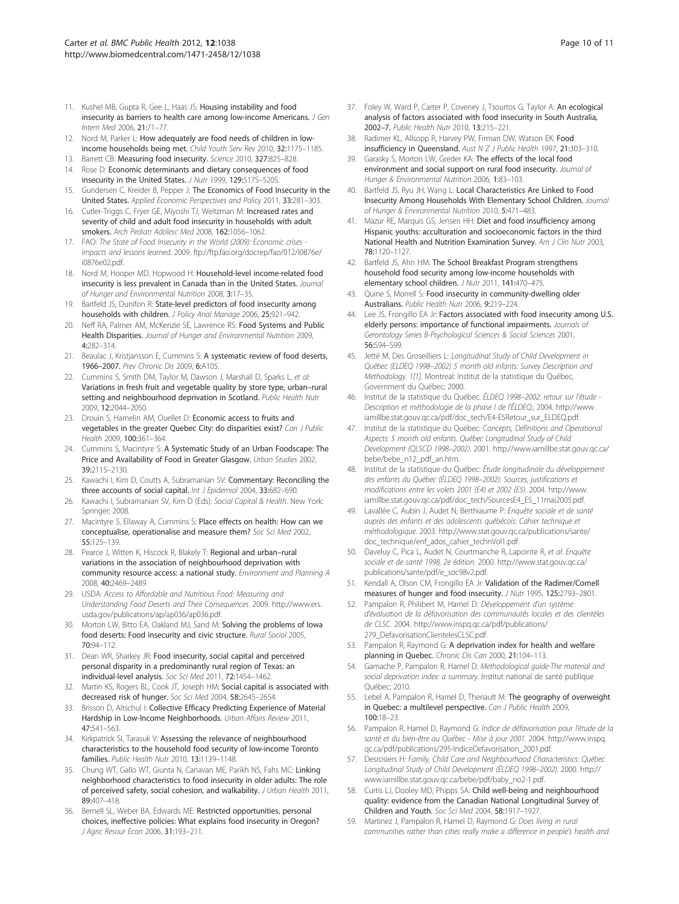11. Kushel MB, Gupta R, Gee L, Haas JS: **Housing instability and food insecurity as barriers to health care among low-income Americans.** *J Gen Intern Med* 2006, **21:**71–77.
12. Nord M, Parker L: **How adequately are food needs of children in low-income households being met.** *Child Youth Serv Rev* 2010, **32:**1175–1185.
13. Barrett CB: **Measuring food insecurity.** *Science* 2010, **327:**825–828.
14. Rose D: **Economic determinants and dietary consequences of food insecurity in the United States.** *J Nutr* 1999, **129:**517S–520S.
15. Gundersen C, Kreider B, Pepper J: **The Economics of Food Insecurity in the United States.** *Applied Economic Perspectives and Policy* 2011, **33:**281–303.
16. Cutler-Triggs C, Fryer GE, Miyoshi TJ, Weitzman M: **Increased rates and severity of child and adult food insecurity in households with adult smokers.** *Arch Pediatr Adolesc Med* 2008, **162:**1056–1062.
17. FAO: *The State of Food Insecurity in the World (2009): Economic crises - impacts and lessons learned.* 2009. ftp://ftp.fao.org/docrep/fao/012/i0876e/i0876e02.pdf.
18. Nord M, Hooper MD, Hopwood H: **Household-level income-related food insecurity is less prevalent in Canada than in the United States.** *Journal of Hunger and Environmental Nutrition* 2008, **3:**17–35.
19. Bartfeld JS, Dunifon R: **State-level predictors of food insecurity among households with children.** *J Policy Anal Manage* 2006, **25:**921–942.
20. Neff RA, Palmer AM, McKenzie SE, Lawrence RS: **Food Systems and Public Health Disparities.** *Journal of Hunger and Environmental Nutrition* 2009, **4:**282–314.
21. Beaulac J, Kristjansson E, Cummins S: **A systematic review of food deserts, 1966–2007.** *Prev Chronic Dis* 2009, **6:**A105.
22. Cummins S, Smith DM, Taylor M, Dawson J, Marshall D, Sparks L, *et al*: **Variations in fresh fruit and vegetable quality by store type, urban–rural setting and neighbourhood deprivation in Scotland.** *Public Health Nutr* 2009, **12:**2044–2050.
23. Drouin S, Hamelin AM, Ouellet D: **Economic access to fruits and vegetables in the greater Quebec City: do disparities exist?** *Can J Public Health* 2009, **100:**361–364.
24. Cummins S, Macintyre S: **A Systematic Study of an Urban Foodscape: The Price and Availability of Food in Greater Glasgow.** *Urban Studies* 2002, **39:**2115–2130.
25. Kawachi I, Kim D, Coutts A, Subramanian SV: **Commentary: Reconciling the three accounts of social capital.** *Int J Epidemiol* 2004, **33:**682–690.
26. Kawachi I, Subramanian SV, Kim D (Eds): *Social Capital & Health.* New York: Springer; 2008.
27. Macintyre S, Ellaway A, Cummins S: **Place effects on health: How can we conceptualise, operationalise and measure them?** *Soc Sci Med* 2002, **55:**125–139.
28. Pearce J, Witten K, Hiscock R, Blakely T: **Regional and urban–rural variations in the association of neighbourhood deprivation with community resource access: a national study.** *Environment and Planning A* 2008, **40:**2469–2489.
29. USDA: *Access to Affordable and Nutritious Food: Measuring and Understanding Food Deserts and Their Consequences.* 2009. http://www.ers.usda.gov/publications/ap/ap036/ap036.pdf.
30. Morton LW, Bitto EA, Oakland MJ, Sand M: **Solving the problems of Iowa food deserts: Food insecurity and civic structure.** *Rural Sociol* 2005, **70:**94–112.
31. Dean WR, Sharkey JR: **Food insecurity, social capital and perceived personal disparity in a predominantly rural region of Texas: an individual-level analysis.** *Soc Sci Med* 2011, **72:**1454–1462.
32. Martin KS, Rogers BL, Cook JT, Joseph HM: **Social capital is associated with decreased risk of hunger.** *Soc Sci Med* 2004, **58:**2645–2654.
33. Brisson D, Altschul I: **Collective Efficacy Predicting Experience of Material Hardship in Low-Income Neighborhoods.** *Urban Affairs Review* 2011, **47:**541–563.
34. Kirkpatrick SI, Tarasuk V: **Assessing the relevance of neighbourhood characteristics to the household food security of low-income Toronto families.** *Public Health Nutr* 2010, **13:**1139–1148.
35. Chung WT, Gallo WT, Giunta N, Canavan ME, Parikh NS, Fahs MC: **Linking neighborhood characteristics to food insecurity in older adults: The role of perceived safety, social cohesion, and walkability.** *J Urban Health* 2011, **89:**407–418.
36. Bernell SL, Weber BA, Edwards ME: **Restricted opportunities, personal choices, ineffective policies: What explains food insecurity in Oregon?** *J Agric Resour Econ* 2006, **31:**193–211.
37. Foley W, Ward P, Carter P, Coveney J, Tsourtos G, Taylor A: **An ecological analysis of factors associated with food insecurity in South Australia, 2002–7.** *Public Health Nutr* 2010, **13:**215–221.
38. Radimer KL, Allsopp R, Harvey PW, Firman DW, Watson EK: **Food insufficiency in Queensland.** *Aust N Z J Public Health* 1997, **21:**303–310.
39. Garasky S, Morton LW, Greder KA: **The effects of the local food environment and social support on rural food insecurity.** *Journal of Hunger & Environmental Nutrition* 2006, **1:**83–103.
40. Bartfeld JS, Ryu JH, Wang L: **Local Characteristics Are Linked to Food Insecurity Among Households With Elementary School Children.** *Journal of Hunger & Environmental Nutrition* 2010, **5:**471–483.
41. Mazur RE, Marquis GS, Jensen HH: **Diet and food insufficiency among Hispanic youths: acculturation and socioeconomic factors in the third National Health and Nutrition Examination Survey.** *Am J Clin Nutr* 2003, **78:**1120–1127.
42. Bartfeld JS, Ahn HM: **The School Breakfast Program strengthens household food security among low-income households with elementary school children.** *J Nutr* 2011, **141:**470–475.
43. Quine S, Morrell S: **Food insecurity in community-dwelling older Australians.** *Public Health Nutr* 2006, **9:**219–224.
44. Lee JS, Frongillo EA Jr: **Factors associated with food insecurity among U.S. elderly persons: importance of functional impairments.** *Journals of Gerontology Series B-Psychological Sciences & Social Sciences* 2001, **56:**S94–S99.
45. Jetté M, Des Groseilliers L: *Longitudinal Study of Child Development in Québec (ELDEQ 1998–2002) 5 month old infants: Survey Description and Methodology. 1[1].* Montreal: Institut de la statistique du Québec, Government du Québec; 2000.
46. Institut de la statistique du Québec: *ÉLDEQ 1998–2002: retour sur l'étude - Description et méthodologie de la phase I de l'ÉLDEQ.*; 2004. http://www.iamillbe.stat.gouv.qc.ca/pdf/doc_tech/E4-E5Retour_sur_ELDEQ.pdf.
47. Institut de la statistique du Québec: *Concepts, Definitions and Operational Aspects: 5 month old enfants. Québec Longitudinal Study of Child Development (QLSCD 1998–2002).* 2001. http://www.iamillbe.stat.gouv.qc.ca/bebe/bebe_n12_pdf_an.htm.
48. Institut de la statistique du Québec: *Étude longitudinale du développement des enfants du Québec (ÉLDEQ 1998–2002): Sources, justifications et modifications entre les volets 2001 (E4) et 2002 (E5).* 2004. http://www.iamillbe.stat.gouv.qc.ca/pdf/doc_tech/SourcesE4_E5_11mai2005.pdf.
49. Lavallée C, Aubin J, Audet N, Berthiaume P: *Enquête sociale et de santé auprès des enfants et des adolescents québécois: Cahier technique et méthodologique.* 2003. http://www.stat.gouv.qc.ca/publications/sante/doc_technique/enf_ados_cahier_technVol1.pdf.
50. Daveluy C, Pica L, Audet N, Courtmanche R, Lapointe R, *et al*: *Enquête sociale et de santé 1998, 2e édition.* 2000. http://www.stat.gouv.qc.ca/publications/sante/pdf/e_soc98v2.pdf.
51. Kendall A, Olson CM, Frongillo EA Jr: **Validation of the Radimer/Cornell measures of hunger and food insecurity.** *J Nutr* 1995, **125:**2793–2801.
52. Pampalon R, Philibert M, Hamel D: *Développement d'un système d'évaluation de la défavorisation des communautés locales et des clientèles de CLSC.* 2004. http://www.inspq.qc.ca/pdf/publications/279_DefavorisationClientelesCLSC.pdf.
53. Pampalon R, Raymond G: **A deprivation index for health and welfare planning in Quebec.** *Chronic Dis Can* 2000, **21:**104–113.
54. Gamache P, Pampalon R, Hamel D: *Methodological guide-The material and social deprivation index: a summary.* Institut national de santé publique Québec; 2010.
55. Lebel A, Pampalon R, Hamel D, Theriault M: **The geography of overweight in Quebec: a multilevel perspective.** *Can J Public Health* 2009, **100:**18–23.
56. Pampalon R, Hamel D, Raymond G: *Indice de défavorisation pour l'étude de la santé et du bien-être au Québec - Mise à jour 2001.* 2004. http://www.inspq.qc.ca/pdf/publications/295-IndiceDefavorisation_2001.pdf.
57. Desrosiers H: *Family, Child Care and Neighbourhood Characteristics: Québec Longitudinal Study of Child Development (ÉLDEQ 1998–2002).* 2000. http://www.iamillbe.stat.gouv.qc.ca/bebe/pdf/baby_no2-1.pdf.
58. Curtis LJ, Dooley MD, Phipps SA: **Child well-being and neighbourhood quality: evidence from the Canadian National Longitudinal Survey of Children and Youth.** *Soc Sci Med* 2004, **58:**1917–1927.
59. Martinez J, Pampalon R, Hamel D, Raymond G: *Does living in rural communities rather than cities really make a difference in people's health and*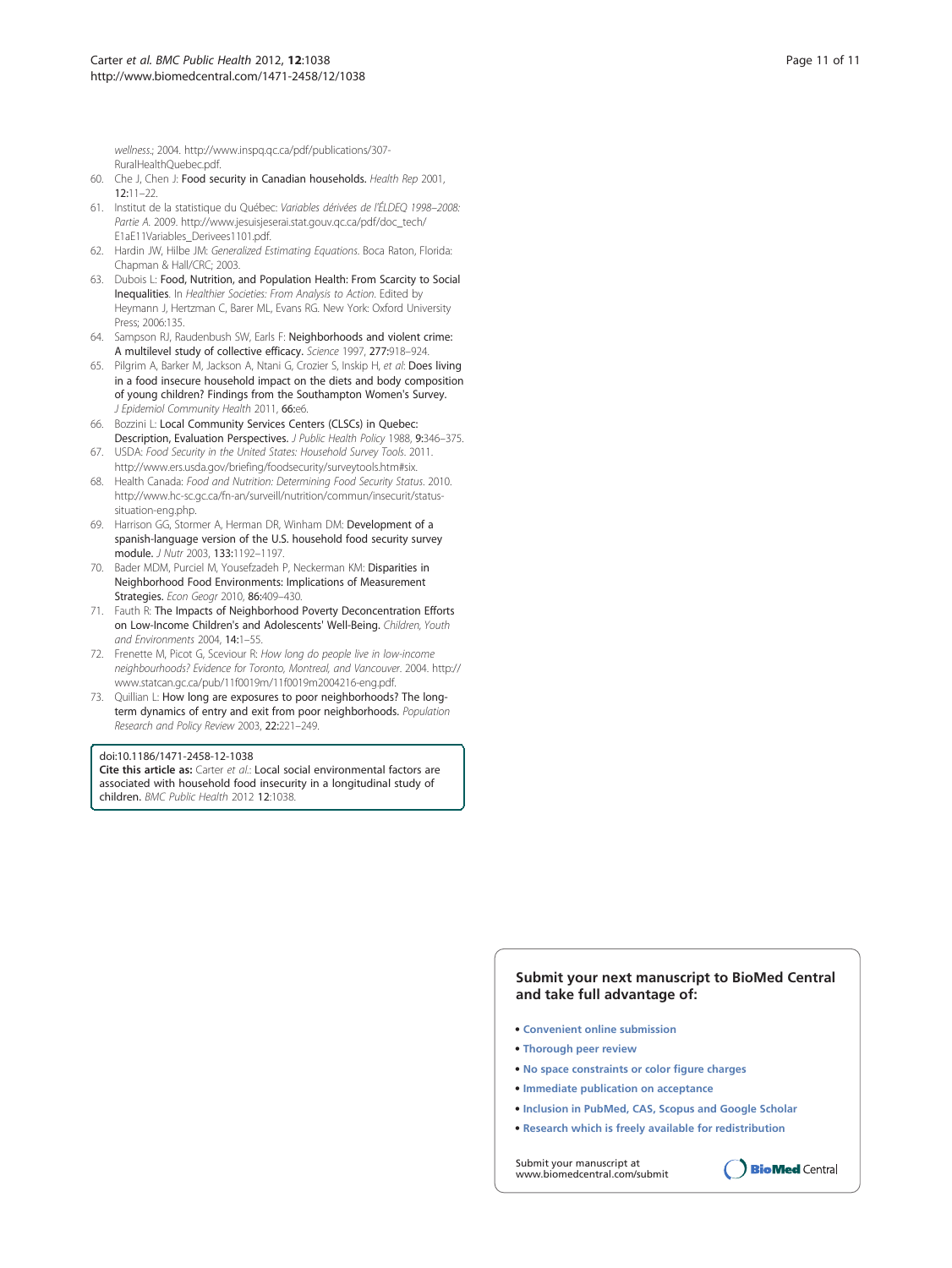wellness.; 2004. http://www.inspq.qc.ca/pdf/publications/307-RuralHealthQuebec.pdf.

60. Che J, Chen J: **Food security in Canadian households.** *Health Rep* 2001, **12**:11–22.
61. Institut de la statistique du Québec: *Variables dérivées de l'ÉLDEQ 1998–2008: Partie A.* 2009. http://www.jesuisjeserai.stat.gouv.qc.ca/pdf/doc_tech/E1aE11Variables_Derivees1101.pdf.
62. Hardin JW, Hilbe JM: *Generalized Estimating Equations.* Boca Raton, Florida: Chapman & Hall/CRC; 2003.
63. Dubois L: **Food, Nutrition, and Population Health: From Scarcity to Social Inequalities.** In *Healthier Societies: From Analysis to Action.* Edited by Heymann J, Hertzman C, Barer ML, Evans RG. New York: Oxford University Press; 2006:135.
64. Sampson RJ, Raudenbush SW, Earls F: **Neighborhoods and violent crime: A multilevel study of collective efficacy.** *Science* 1997, **277**:918–924.
65. Pilgrim A, Barker M, Jackson A, Ntani G, Crozier S, Inskip H, *et al*: **Does living in a food insecure household impact on the diets and body composition of young children? Findings from the Southampton Women's Survey.** *J Epidemiol Community Health* 2011, **66**:e6.
66. Bozzini L: **Local Community Services Centers (CLSCs) in Quebec: Description, Evaluation Perspectives.** *J Public Health Policy* 1988, **9**:346–375.
67. USDA: *Food Security in the United States: Household Survey Tools.* 2011. http://www.ers.usda.gov/briefing/foodsecurity/surveytools.htm#six.
68. Health Canada: *Food and Nutrition: Determining Food Security Status.* 2010. http://www.hc-sc.gc.ca/fn-an/surveill/nutrition/commun/insecurit/status-situation-eng.php.
69. Harrison GG, Stormer A, Herman DR, Winham DM: **Development of a spanish-language version of the U.S. household food security survey module.** *J Nutr* 2003, **133**:1192–1197.
70. Bader MDM, Purciel M, Yousefzadeh P, Neckerman KM: **Disparities in Neighborhood Food Environments: Implications of Measurement Strategies.** *Econ Geogr* 2010, **86**:409–430.
71. Fauth R: **The Impacts of Neighborhood Poverty Deconcentration Efforts on Low-Income Children's and Adolescents' Well-Being.** *Children, Youth and Environments* 2004, **14**:1–55.
72. Frenette M, Picot G, Sceviour R: *How long do people live in low-income neighbourhoods? Evidence for Toronto, Montreal, and Vancouver.* 2004. http://www.statcan.gc.ca/pub/11f0019m/11f0019m2004216-eng.pdf.
73. Quillian L: **How long are exposures to poor neighborhoods? The long-term dynamics of entry and exit from poor neighborhoods.** *Population Research and Policy Review* 2003, **22**:221–249.

doi:10.1186/1471-2458-12-1038

**Cite this article as:** Carter *et al.*: Local social environmental factors are associated with household food insecurity in a longitudinal study of children. *BMC Public Health* 2012 **12**:1038.

**Submit your next manuscript to BioMed Central and take full advantage of:**

- **Convenient online submission**
- **Thorough peer review**
- **No space constraints or color figure charges**
- **Immediate publication on acceptance**
- **Inclusion in PubMed, CAS, Scopus and Google Scholar**
- **Research which is freely available for redistribution**

Submit your manuscript at www.biomedcentral.com/submit

BioMed Central